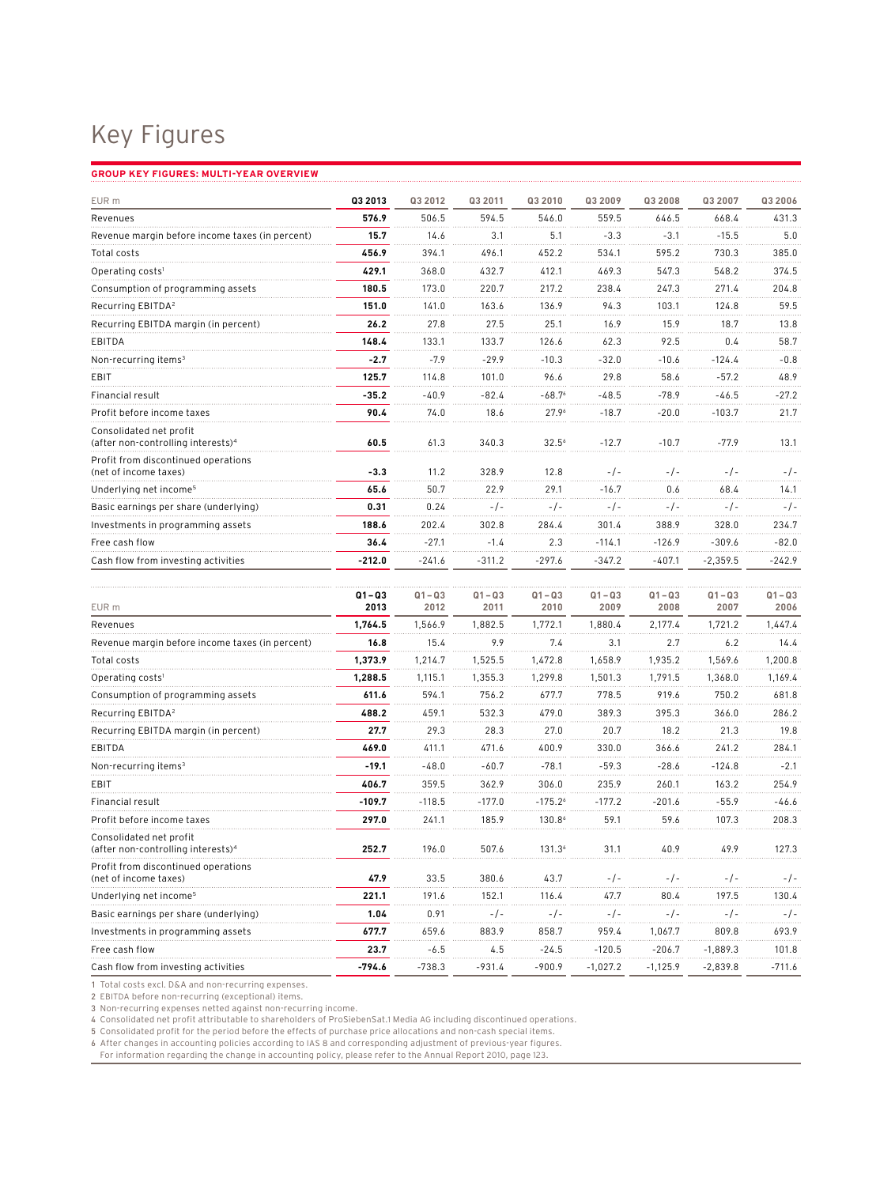# Key Figures

## GROUP KEY FIGURES: MULTI-YEAR OVERVIEW

| EUR m | Q3 2013 | Q3 2012 | Q3 2011 | Q3 2010 | Q3 2009 | Q3 2008 | Q3 2007 | Q3 2006 |
|---|---|---|---|---|---|---|---|---|
| Revenues | **576.9** | 506.5 | 594.5 | 546.0 | 559.5 | 646.5 | 668.4 | 431.3 |
| Revenue margin before income taxes (in percent) | **15.7** | 14.6 | 3.1 | 5.1 | -3.3 | -3.1 | -15.5 | 5.0 |
| Total costs | **456.9** | 394.1 | 496.1 | 452.2 | 534.1 | 595.2 | 730.3 | 385.0 |
| Operating costs[1] | **429.1** | 368.0 | 432.7 | 412.1 | 469.3 | 547.3 | 548.2 | 374.5 |
| Consumption of programming assets | **180.5** | 173.0 | 220.7 | 217.2 | 238.4 | 247.3 | 271.4 | 204.8 |
| Recurring EBITDA[2] | **151.0** | 141.0 | 163.6 | 136.9 | 94.3 | 103.1 | 124.8 | 59.5 |
| Recurring EBITDA margin (in percent) | **26.2** | 27.8 | 27.5 | 25.1 | 16.9 | 15.9 | 18.7 | 13.8 |
| EBITDA | **148.4** | 133.1 | 133.7 | 126.6 | 62.3 | 92.5 | 0.4 | 58.7 |
| Non-recurring items[3] | **-2.7** | -7.9 | -29.9 | -10.3 | -32.0 | -10.6 | -124.4 | -0.8 |
| EBIT | **125.7** | 114.8 | 101.0 | 96.6 | 29.8 | 58.6 | -57.2 | 48.9 |
| Financial result | **-35.2** | -40.9 | -82.4 | -68.7[6] | -48.5 | -78.9 | -46.5 | -27.2 |
| Profit before income taxes | **90.4** | 74.0 | 18.6 | 27.9[6] | -18.7 | -20.0 | -103.7 | 21.7 |
| Consolidated net profit (after non-controlling interests)[4] | **60.5** | 61.3 | 340.3 | 32.5[6] | -12.7 | -10.7 | -77.9 | 13.1 |
| Profit from discontinued operations (net of income taxes) | **-3.3** | 11.2 | 328.9 | 12.8 | -/- | -/- | -/- | -/- |
| Underlying net income[5] | **65.6** | 50.7 | 22.9 | 29.1 | -16.7 | 0.6 | 68.4 | 14.1 |
| Basic earnings per share (underlying) | **0.31** | 0.24 | -/- | -/- | -/- | -/- | -/- | -/- |
| Investments in programming assets | **188.6** | 202.4 | 302.8 | 284.4 | 301.4 | 388.9 | 328.0 | 234.7 |
| Free cash flow | **36.4** | -27.1 | -1.4 | 2.3 | -114.1 | -126.9 | -309.6 | -82.0 |
| Cash flow from investing activities | **-212.0** | -241.6 | -311.2 | -297.6 | -347.2 | -407.1 | -2,359.5 | -242.9 |

| EUR m | Q1–Q3 2013 | Q1–Q3 2012 | Q1–Q3 2011 | Q1–Q3 2010 | Q1–Q3 2009 | Q1–Q3 2008 | Q1–Q3 2007 | Q1–Q3 2006 |
|---|---|---|---|---|---|---|---|---|
| Revenues | **1,764.5** | 1,566.9 | 1,882.5 | 1,772.1 | 1,880.4 | 2,177.4 | 1,721.2 | 1,447.4 |
| Revenue margin before income taxes (in percent) | **16.8** | 15.4 | 9.9 | 7.4 | 3.1 | 2.7 | 6.2 | 14.4 |
| Total costs | **1,373.9** | 1,214.7 | 1,525.5 | 1,472.8 | 1,658.9 | 1,935.2 | 1,569.6 | 1,200.8 |
| Operating costs[1] | **1,288.5** | 1,115.1 | 1,355.3 | 1,299.8 | 1,501.3 | 1,791.5 | 1,368.0 | 1,169.4 |
| Consumption of programming assets | **611.6** | 594.1 | 756.2 | 677.7 | 778.5 | 919.6 | 750.2 | 681.8 |
| Recurring EBITDA[2] | **488.2** | 459.1 | 532.3 | 479.0 | 389.3 | 395.3 | 366.0 | 286.2 |
| Recurring EBITDA margin (in percent) | **27.7** | 29.3 | 28.3 | 27.0 | 20.7 | 18.2 | 21.3 | 19.8 |
| EBITDA | **469.0** | 411.1 | 471.6 | 400.9 | 330.0 | 366.6 | 241.2 | 284.1 |
| Non-recurring items[3] | **-19.1** | -48.0 | -60.7 | -78.1 | -59.3 | -28.6 | -124.8 | -2.1 |
| EBIT | **406.7** | 359.5 | 362.9 | 306.0 | 235.9 | 260.1 | 163.2 | 254.9 |
| Financial result | **-109.7** | -118.5 | -177.0 | -175.2[6] | -177.2 | -201.6 | -55.9 | -46.6 |
| Profit before income taxes | **297.0** | 241.1 | 185.9 | 130.8[6] | 59.1 | 59.6 | 107.3 | 208.3 |
| Consolidated net profit (after non-controlling interests)[4] | **252.7** | 196.0 | 507.6 | 131.3[6] | 31.1 | 40.9 | 49.9 | 127.3 |
| Profit from discontinued operations (net of income taxes) | **47.9** | 33.5 | 380.6 | 43.7 | -/- | -/- | -/- | -/- |
| Underlying net income[5] | **221.1** | 191.6 | 152.1 | 116.4 | 47.7 | 80.4 | 197.5 | 130.4 |
| Basic earnings per share (underlying) | **1.04** | 0.91 | -/- | -/- | -/- | -/- | -/- | -/- |
| Investments in programming assets | **677.7** | 659.6 | 883.9 | 858.7 | 959.4 | 1,067.7 | 809.8 | 693.9 |
| Free cash flow | **23.7** | -6.5 | 4.5 | -24.5 | -120.5 | -206.7 | -1,889.3 | 101.8 |
| Cash flow from investing activities | **-794.6** | -738.3 | -931.4 | -900.9 | -1,027.2 | -1,125.9 | -2,839.8 | -711.6 |

1 Total costs excl. D&A and non-recurring expenses.
2 EBITDA before non-recurring (exceptional) items.
3 Non-recurring expenses netted against non-recurring income.
4 Consolidated net profit attributable to shareholders of ProSiebenSat.1 Media AG including discontinued operations.
5 Consolidated profit for the period before the effects of purchase price allocations and non-cash special items.
6 After changes in accounting policies according to IAS 8 and corresponding adjustment of previous-year figures.
For information regarding the change in accounting policy, please refer to the Annual Report 2010, page 123.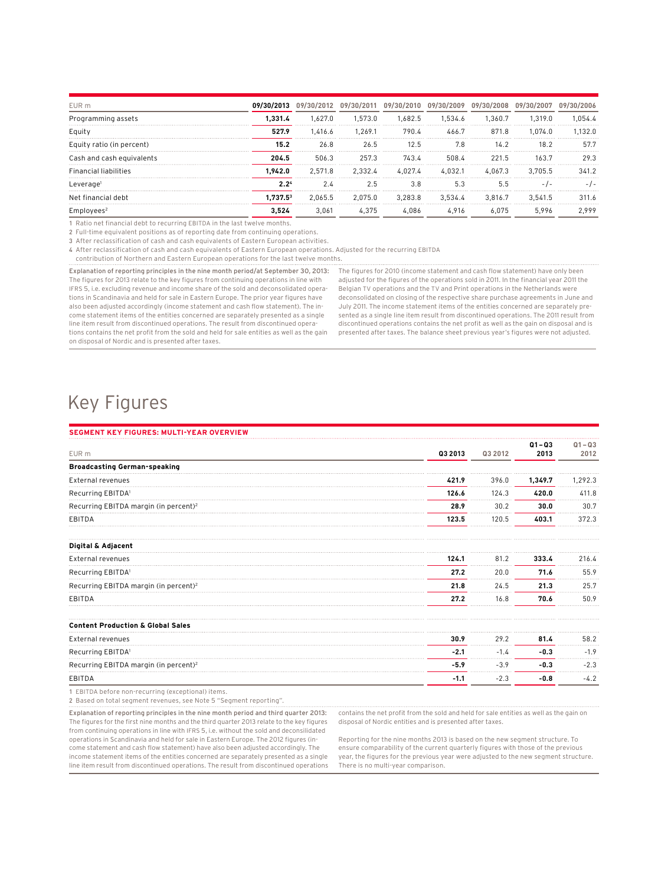| EUR m | 09/30/2013 | 09/30/2012 | 09/30/2011 | 09/30/2010 | 09/30/2009 | 09/30/2008 | 09/30/2007 | 09/30/2006 |
|---|---|---|---|---|---|---|---|---|
| Programming assets | **1,331.4** | 1,627.0 | 1,573.0 | 1,682.5 | 1,534.6 | 1,360.7 | 1,319.0 | 1,054.4 |
| Equity | **527.9** | 1,416.6 | 1,269.1 | 790.4 | 466.7 | 871.8 | 1,074.0 | 1,132.0 |
| Equity ratio (in percent) | **15.2** | 26.8 | 26.5 | 12.5 | 7.8 | 14.2 | 18.2 | 57.7 |
| Cash and cash equivalents | **204.5** | 506.3 | 257.3 | 743.4 | 508.4 | 221.5 | 163.7 | 29.3 |
| Financial liabilities | **1,942.0** | 2,571.8 | 2,332.4 | 4,027.4 | 4,032.1 | 4,067.3 | 3,705.5 | 341.2 |
| Leverage[1] | **2.2**[4] | 2.4 | 2.5 | 3.8 | 5.3 | 5.5 | -/- | -/- |
| Net financial debt | **1,737.5**[3] | 2,065.5 | 2,075.0 | 3,283.8 | 3,534.4 | 3,816.7 | 3,541.5 | 311.6 |
| Employees[2] | **3,524** | 3,061 | 4,375 | 4,086 | 4,916 | 6,075 | 5,996 | 2,999 |

1 Ratio net financial debt to recurring EBITDA in the last twelve months.
2 Full-time equivalent positions as of reporting date from continuing operations.
3 After reclassification of cash and cash equivalents of Eastern European activities.
4 After reclassification of cash and cash equivalents of Eastern European operations. Adjusted for the recurring EBITDA contribution of Northern and Eastern European operations for the last twelve months.

**Explanation of reporting principles in the nine month period/at September 30, 2013:** The figures for 2013 relate to the key figures from continuing operations in line with IFRS 5, i.e. excluding revenue and income share of the sold and deconsolidated operations in Scandinavia and held for sale in Eastern Europe. The prior year figures have also been adjusted accordingly (income statement and cash flow statement). The income statement items of the entities concerned are separately presented as a single line item result from discontinued operations. The result from discontinued operations contains the net profit from the sold and held for sale entities as well as the gain on disposal of Nordic and is presented after taxes.

The figures for 2010 (income statement and cash flow statement) have only been adjusted for the figures of the operations sold in 2011. In the financial year 2011 the Belgian TV operations and the TV and Print operations in the Netherlands were deconsolidated on closing of the respective share purchase agreements in June and July 2011. The income statement items of the entities concerned are separately presented as a single line item result from discontinued operations. The 2011 result from discontinued operations contains the net profit as well as the gain on disposal and is presented after taxes. The balance sheet previous year's figures were not adjusted.

# Key Figures

**SEGMENT KEY FIGURES: MULTI-YEAR OVERVIEW**

| EUR m | Q3 2013 | Q3 2012 | Q1 – Q3 2013 | Q1 – Q3 2012 |
|---|---|---|---|---|
| **Broadcasting German-speaking** | | | | |
| External revenues | **421.9** | 396.0 | **1,349.7** | 1,292.3 |
| Recurring EBITDA[1] | **126.6** | 124.3 | **420.0** | 411.8 |
| Recurring EBITDA margin (in percent)[2] | **28.9** | 30.2 | **30.0** | 30.7 |
| EBITDA | **123.5** | 120.5 | **403.1** | 372.3 |
| **Digital & Adjacent** | | | | |
| External revenues | **124.1** | 81.2 | **333.4** | 216.4 |
| Recurring EBITDA[1] | **27.2** | 20.0 | **71.6** | 55.9 |
| Recurring EBITDA margin (in percent)[2] | **21.8** | 24.5 | **21.3** | 25.7 |
| EBITDA | **27.2** | 16.8 | **70.6** | 50.9 |
| **Content Production & Global Sales** | | | | |
| External revenues | **30.9** | 29.2 | **81.4** | 58.2 |
| Recurring EBITDA[1] | **-2.1** | -1.4 | **-0.3** | -1.9 |
| Recurring EBITDA margin (in percent)[2] | **-5.9** | -3.9 | **-0.3** | -2.3 |
| EBITDA | **-1.1** | -2.3 | **-0.8** | -4.2 |

1 EBITDA before non-recurring (exceptional) items.
2 Based on total segment revenues, see Note 5 "Segment reporting".

**Explanation of reporting principles in the nine month period and third quarter 2013:** The figures for the first nine months and the third quarter 2013 relate to the key figures from continuing operations in line with IFRS 5, i.e. without the sold and deconsolidated operations in Scandinavia and held for sale in Eastern Europe. The 2012 figures (income statement and cash flow statement) have also been adjusted accordingly. The income statement items of the entities concerned are separately presented as a single line item result from discontinued operations. The result from discontinued operations contains the net profit from the sold and held for sale entities as well as the gain on disposal of Nordic entities and is presented after taxes.

Reporting for the nine months 2013 is based on the new segment structure. To ensure comparability of the current quarterly figures with those of the previous year, the figures for the previous year were adjusted to the new segment structure. There is no multi-year comparison.